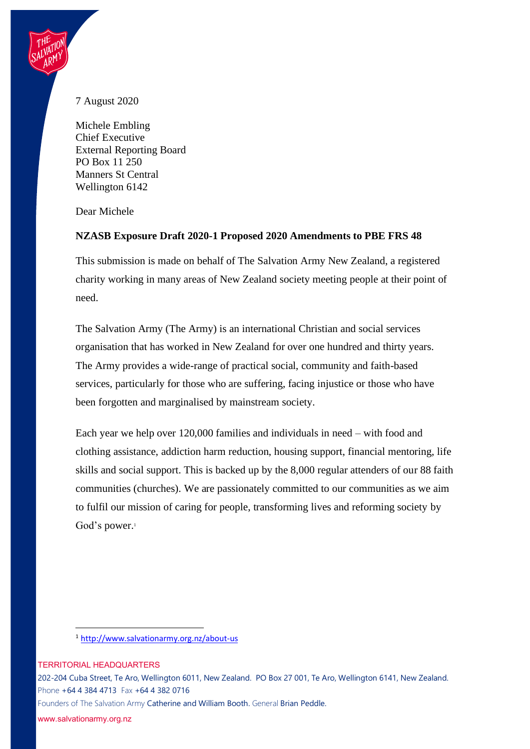7 August 2020

Michele Embling  
Chief Executive  
External Reporting Board  
PO Box 11 250  
Manners St Central  
Wellington 6142

Dear Michele

**NZASB Exposure Draft 2020-1 Proposed 2020 Amendments to PBE FRS 48**

This submission is made on behalf of The Salvation Army New Zealand, a registered charity working in many areas of New Zealand society meeting people at their point of need.

The Salvation Army (The Army) is an international Christian and social services organisation that has worked in New Zealand for over one hundred and thirty years. The Army provides a wide-range of practical social, community and faith-based services, particularly for those who are suffering, facing injustice or those who have been forgotten and marginalised by mainstream society.

Each year we help over 120,000 families and individuals in need – with food and clothing assistance, addiction harm reduction, housing support, financial mentoring, life skills and social support. This is backed up by the 8,000 regular attenders of our 88 faith communities (churches). We are passionately committed to our communities as we aim to fulfil our mission of caring for people, transforming lives and reforming society by God's power.[1]

[1] http://www.salvationarmy.org.nz/about-us

TERRITORIAL HEADQUARTERS  
202-204 Cuba Street, Te Aro, Wellington 6011, New Zealand. PO Box 27 001, Te Aro, Wellington 6141, New Zealand.  
Phone +64 4 384 4713 Fax +64 4 382 0716  
Founders of The Salvation Army Catherine and William Booth. General Brian Peddle.  
www.salvationarmy.org.nz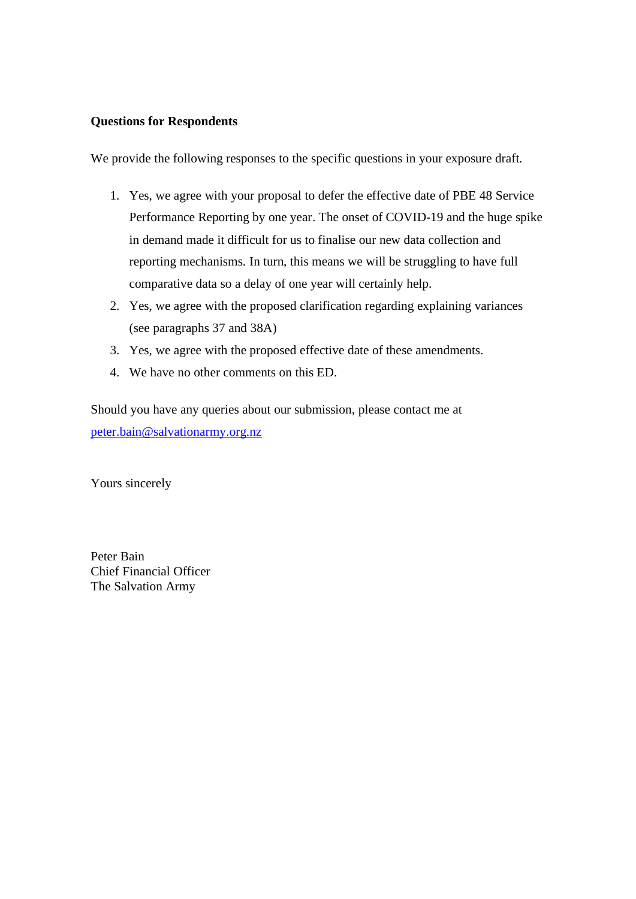**Questions for Respondents**

We provide the following responses to the specific questions in your exposure draft.

1. Yes, we agree with your proposal to defer the effective date of PBE 48 Service Performance Reporting by one year. The onset of COVID-19 and the huge spike in demand made it difficult for us to finalise our new data collection and reporting mechanisms. In turn, this means we will be struggling to have full comparative data so a delay of one year will certainly help.
2. Yes, we agree with the proposed clarification regarding explaining variances (see paragraphs 37 and 38A)
3. Yes, we agree with the proposed effective date of these amendments.
4. We have no other comments on this ED.

Should you have any queries about our submission, please contact me at [peter.bain@salvationarmy.org.nz](mailto:peter.bain@salvationarmy.org.nz)

Yours sincerely

Peter Bain
Chief Financial Officer
The Salvation Army